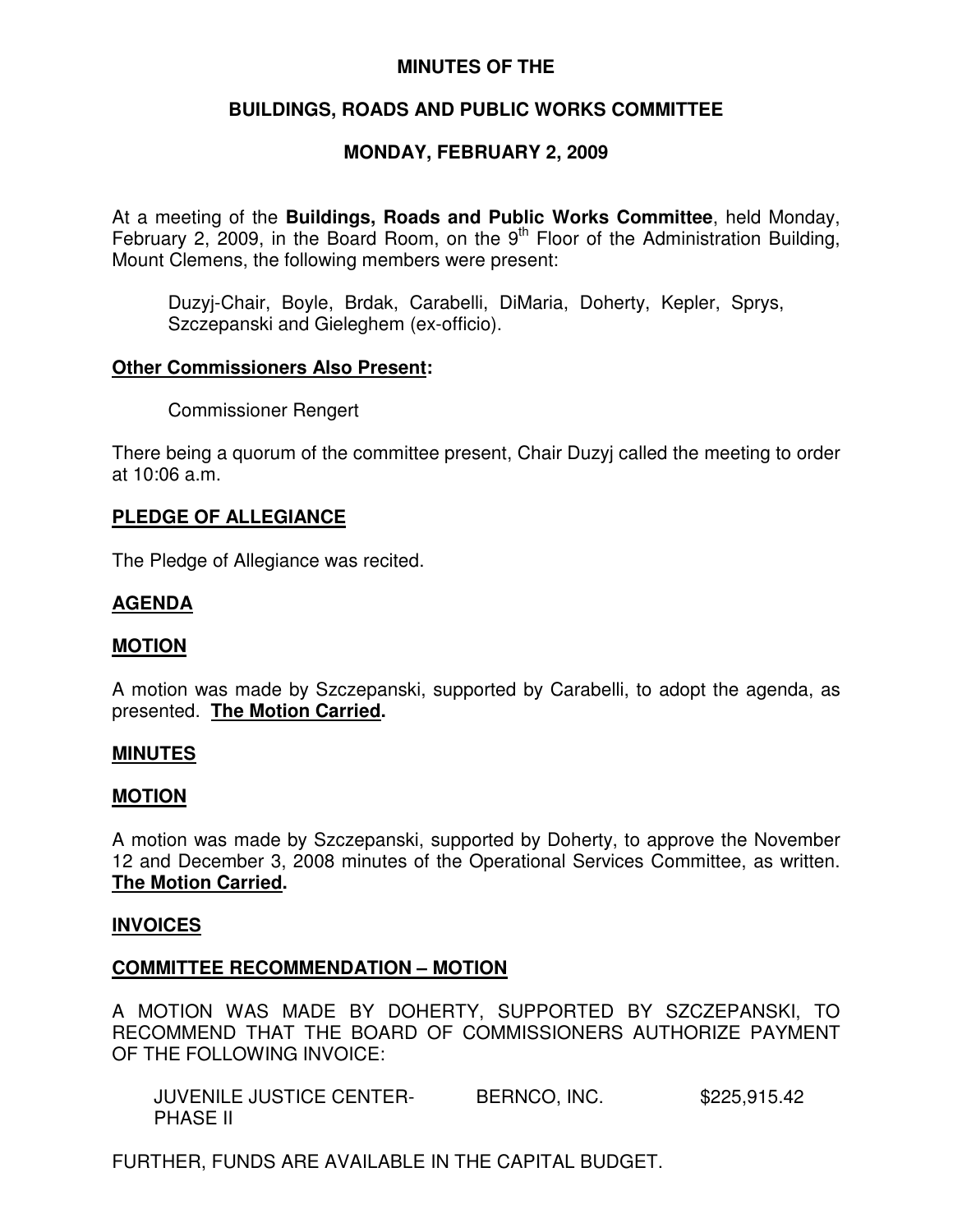# MINUTES OF THE

## BUILDINGS, ROADS AND PUBLIC WORKS COMMITTEE

## MONDAY, FEBRUARY 2, 2009

At a meeting of the **Buildings, Roads and Public Works Committee**, held Monday, February 2, 2009, in the Board Room, on the 9th Floor of the Administration Building, Mount Clemens, the following members were present:

> Duzyj-Chair, Boyle, Brdak, Carabelli, DiMaria, Doherty, Kepler, Sprys, Szczepanski and Gieleghem (ex-officio).

**Other Commissioners Also Present:**

> Commissioner Rengert

There being a quorum of the committee present, Chair Duzyj called the meeting to order at 10:06 a.m.

**PLEDGE OF ALLEGIANCE**

The Pledge of Allegiance was recited.

**AGENDA**

**MOTION**

A motion was made by Szczepanski, supported by Carabelli, to adopt the agenda, as presented. **The Motion Carried.**

**MINUTES**

**MOTION**

A motion was made by Szczepanski, supported by Doherty, to approve the November 12 and December 3, 2008 minutes of the Operational Services Committee, as written. **The Motion Carried.**

**INVOICES**

**COMMITTEE RECOMMENDATION – MOTION**

A MOTION WAS MADE BY DOHERTY, SUPPORTED BY SZCZEPANSKI, TO RECOMMEND THAT THE BOARD OF COMMISSIONERS AUTHORIZE PAYMENT OF THE FOLLOWING INVOICE:

| | | |
|---|---|---|
| JUVENILE JUSTICE CENTER-PHASE II | BERNCO, INC. | $225,915.42 |

FURTHER, FUNDS ARE AVAILABLE IN THE CAPITAL BUDGET.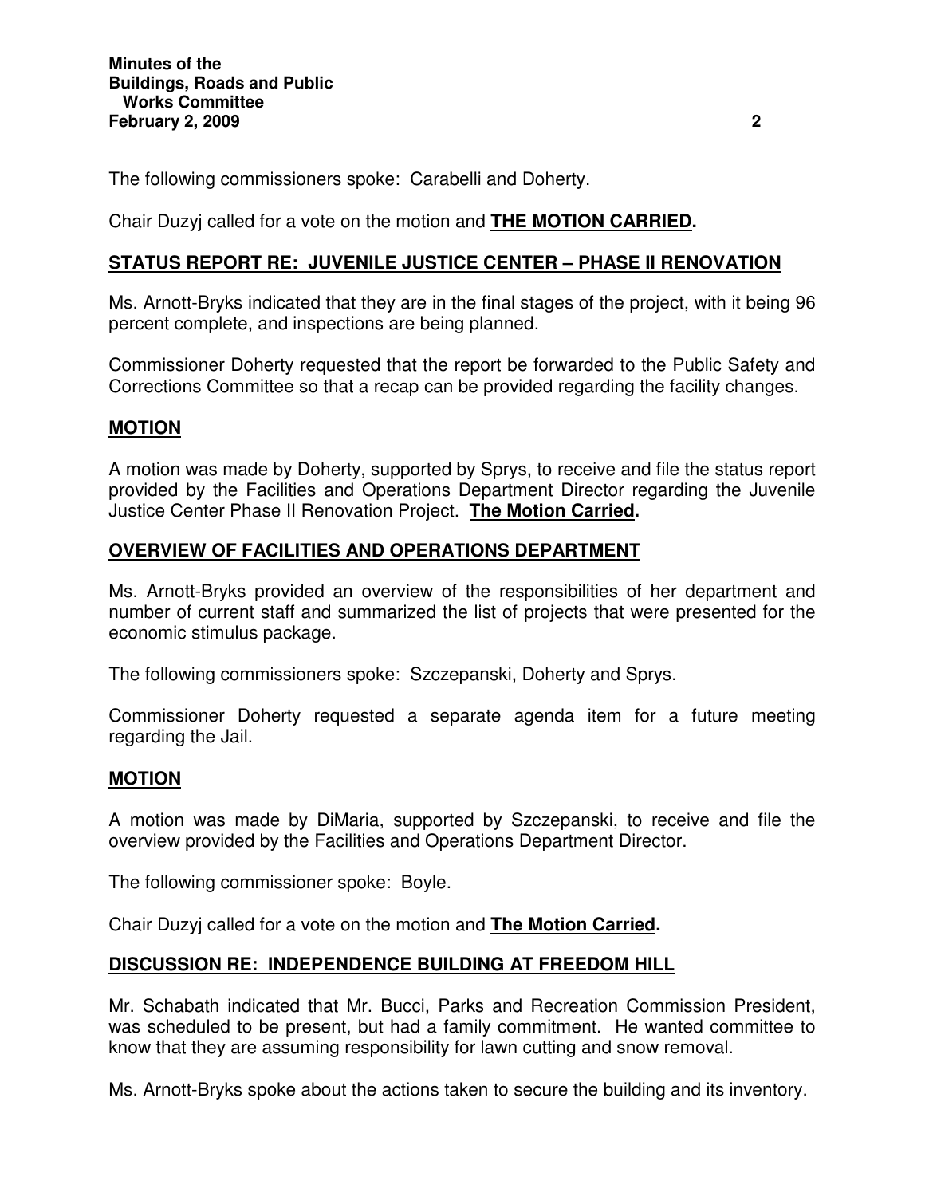The following commissioners spoke: Carabelli and Doherty.

Chair Duzyj called for a vote on the motion and **THE MOTION CARRIED.**

## STATUS REPORT RE: JUVENILE JUSTICE CENTER – PHASE II RENOVATION

Ms. Arnott-Bryks indicated that they are in the final stages of the project, with it being 96 percent complete, and inspections are being planned.

Commissioner Doherty requested that the report be forwarded to the Public Safety and Corrections Committee so that a recap can be provided regarding the facility changes.

## MOTION

A motion was made by Doherty, supported by Sprys, to receive and file the status report provided by the Facilities and Operations Department Director regarding the Juvenile Justice Center Phase II Renovation Project. **The Motion Carried.**

## OVERVIEW OF FACILITIES AND OPERATIONS DEPARTMENT

Ms. Arnott-Bryks provided an overview of the responsibilities of her department and number of current staff and summarized the list of projects that were presented for the economic stimulus package.

The following commissioners spoke: Szczepanski, Doherty and Sprys.

Commissioner Doherty requested a separate agenda item for a future meeting regarding the Jail.

## MOTION

A motion was made by DiMaria, supported by Szczepanski, to receive and file the overview provided by the Facilities and Operations Department Director.

The following commissioner spoke: Boyle.

Chair Duzyj called for a vote on the motion and **The Motion Carried.**

## DISCUSSION RE: INDEPENDENCE BUILDING AT FREEDOM HILL

Mr. Schabath indicated that Mr. Bucci, Parks and Recreation Commission President, was scheduled to be present, but had a family commitment. He wanted committee to know that they are assuming responsibility for lawn cutting and snow removal.

Ms. Arnott-Bryks spoke about the actions taken to secure the building and its inventory.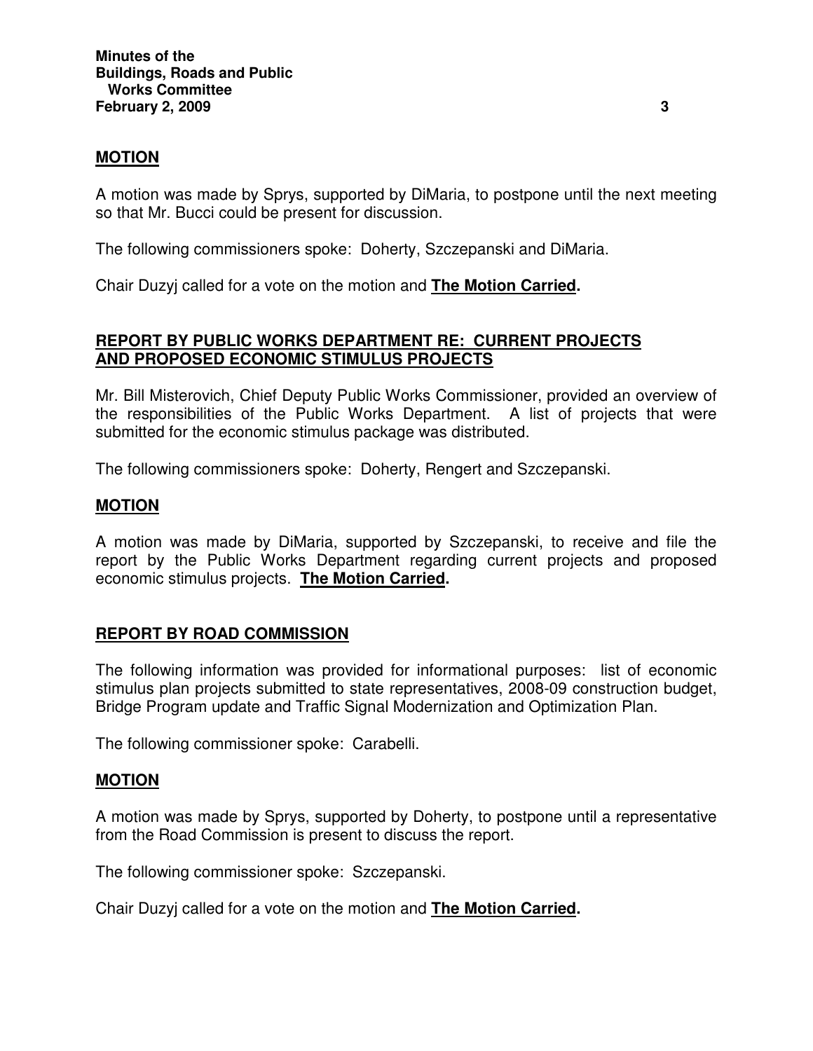## MOTION

A motion was made by Sprys, supported by DiMaria, to postpone until the next meeting so that Mr. Bucci could be present for discussion.

The following commissioners spoke: Doherty, Szczepanski and DiMaria.

Chair Duzyj called for a vote on the motion and **The Motion Carried.**

## REPORT BY PUBLIC WORKS DEPARTMENT RE: CURRENT PROJECTS AND PROPOSED ECONOMIC STIMULUS PROJECTS

Mr. Bill Misterovich, Chief Deputy Public Works Commissioner, provided an overview of the responsibilities of the Public Works Department. A list of projects that were submitted for the economic stimulus package was distributed.

The following commissioners spoke: Doherty, Rengert and Szczepanski.

## MOTION

A motion was made by DiMaria, supported by Szczepanski, to receive and file the report by the Public Works Department regarding current projects and proposed economic stimulus projects. **The Motion Carried.**

## REPORT BY ROAD COMMISSION

The following information was provided for informational purposes: list of economic stimulus plan projects submitted to state representatives, 2008-09 construction budget, Bridge Program update and Traffic Signal Modernization and Optimization Plan.

The following commissioner spoke: Carabelli.

## MOTION

A motion was made by Sprys, supported by Doherty, to postpone until a representative from the Road Commission is present to discuss the report.

The following commissioner spoke: Szczepanski.

Chair Duzyj called for a vote on the motion and **The Motion Carried.**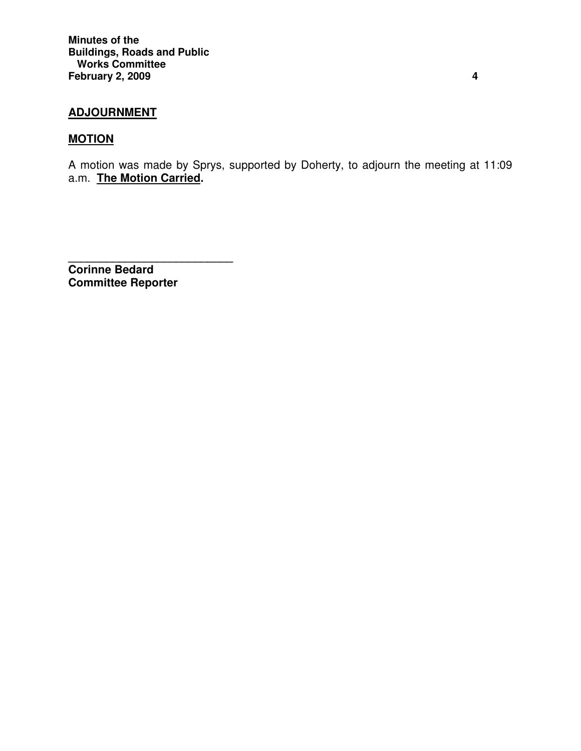## ADJOURNMENT

## MOTION

A motion was made by Sprys, supported by Doherty, to adjourn the meeting at 11:09 a.m. **The Motion Carried.**

___________________________

**Corinne Bedard**
**Committee Reporter**